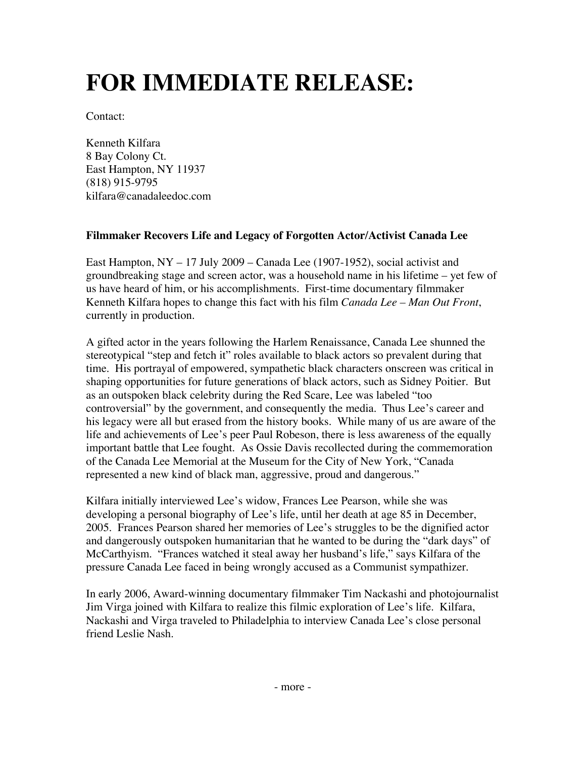# FOR IMMEDIATE RELEASE:

Contact:

Kenneth Kilfara
8 Bay Colony Ct.
East Hampton, NY 11937
(818) 915-9795
kilfara@canadaleedoc.com

**Filmmaker Recovers Life and Legacy of Forgotten Actor/Activist Canada Lee**

East Hampton, NY – 17 July 2009 – Canada Lee (1907-1952), social activist and groundbreaking stage and screen actor, was a household name in his lifetime – yet few of us have heard of him, or his accomplishments. First-time documentary filmmaker Kenneth Kilfara hopes to change this fact with his film *Canada Lee – Man Out Front*, currently in production.

A gifted actor in the years following the Harlem Renaissance, Canada Lee shunned the stereotypical "step and fetch it" roles available to black actors so prevalent during that time. His portrayal of empowered, sympathetic black characters onscreen was critical in shaping opportunities for future generations of black actors, such as Sidney Poitier. But as an outspoken black celebrity during the Red Scare, Lee was labeled "too controversial" by the government, and consequently the media. Thus Lee's career and his legacy were all but erased from the history books. While many of us are aware of the life and achievements of Lee's peer Paul Robeson, there is less awareness of the equally important battle that Lee fought. As Ossie Davis recollected during the commemoration of the Canada Lee Memorial at the Museum for the City of New York, "Canada represented a new kind of black man, aggressive, proud and dangerous."

Kilfara initially interviewed Lee's widow, Frances Lee Pearson, while she was developing a personal biography of Lee's life, until her death at age 85 in December, 2005. Frances Pearson shared her memories of Lee's struggles to be the dignified actor and dangerously outspoken humanitarian that he wanted to be during the "dark days" of McCarthyism. "Frances watched it steal away her husband's life," says Kilfara of the pressure Canada Lee faced in being wrongly accused as a Communist sympathizer.

In early 2006, Award-winning documentary filmmaker Tim Nackashi and photojournalist Jim Virga joined with Kilfara to realize this filmic exploration of Lee's life. Kilfara, Nackashi and Virga traveled to Philadelphia to interview Canada Lee's close personal friend Leslie Nash.

- more -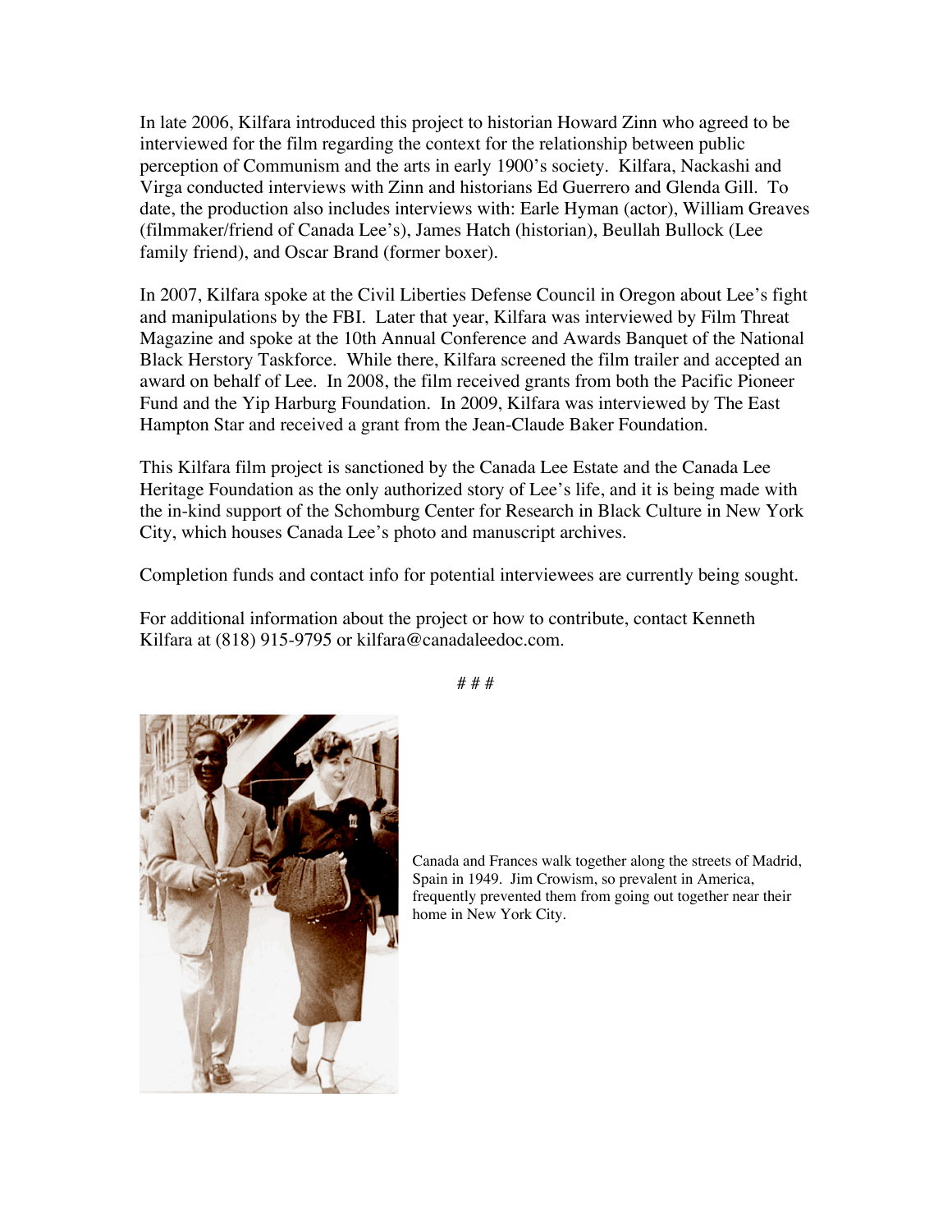In late 2006, Kilfara introduced this project to historian Howard Zinn who agreed to be interviewed for the film regarding the context for the relationship between public perception of Communism and the arts in early 1900's society. Kilfara, Nackashi and Virga conducted interviews with Zinn and historians Ed Guerrero and Glenda Gill. To date, the production also includes interviews with: Earle Hyman (actor), William Greaves (filmmaker/friend of Canada Lee's), James Hatch (historian), Beullah Bullock (Lee family friend), and Oscar Brand (former boxer).

In 2007, Kilfara spoke at the Civil Liberties Defense Council in Oregon about Lee's fight and manipulations by the FBI. Later that year, Kilfara was interviewed by Film Threat Magazine and spoke at the 10th Annual Conference and Awards Banquet of the National Black Herstory Taskforce. While there, Kilfara screened the film trailer and accepted an award on behalf of Lee. In 2008, the film received grants from both the Pacific Pioneer Fund and the Yip Harburg Foundation. In 2009, Kilfara was interviewed by The East Hampton Star and received a grant from the Jean-Claude Baker Foundation.

This Kilfara film project is sanctioned by the Canada Lee Estate and the Canada Lee Heritage Foundation as the only authorized story of Lee's life, and it is being made with the in-kind support of the Schomburg Center for Research in Black Culture in New York City, which houses Canada Lee's photo and manuscript archives.

Completion funds and contact info for potential interviewees are currently being sought.

For additional information about the project or how to contribute, contact Kenneth Kilfara at (818) 915-9795 or kilfara@canadaleedoc.com.

# # #

Canada and Frances walk together along the streets of Madrid, Spain in 1949. Jim Crowism, so prevalent in America, frequently prevented them from going out together near their home in New York City.